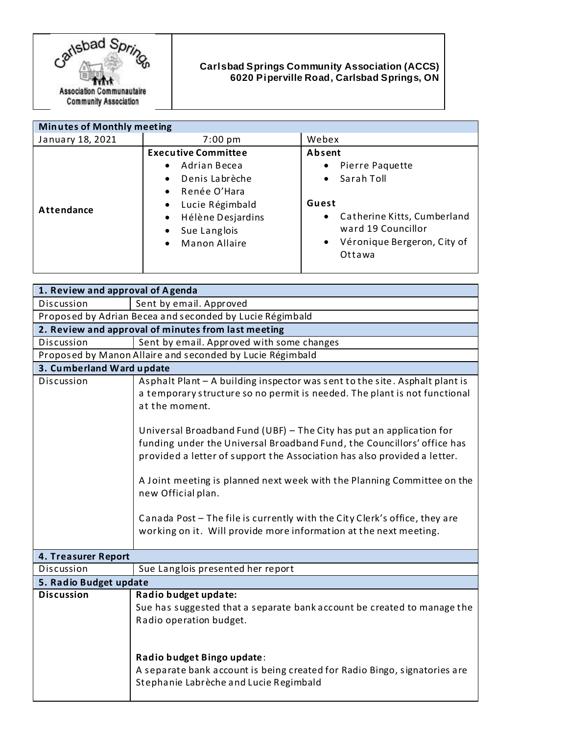**Carlsbad Springs Community Association (ACCS)**
**6020 Piperville Road, Carlsbad Springs, ON**

| Minutes of Monthly meeting | | |
|---|---|---|
| January 18, 2021 | 7:00 pm | Webex |
| **Attendance** | **Executive Committee**<br>• Adrian Becea<br>• Denis Labrèche<br>• Renée O'Hara<br>• Lucie Régimbald<br>• Hélène Desjardins<br>• Sue Langlois<br>• Manon Allaire | **Absent**<br>• Pierre Paquette<br>• Sarah Toll<br><br>**Guest**<br>• Catherine Kitts, Cumberland ward 19 Councillor<br>• Véronique Bergeron, City of Ottawa |

| **1. Review and approval of Agenda** | |
|---|---|
| Discussion | Sent by email. Approved |
| Proposed by Adrian Becea and seconded by Lucie Régimbald | |
| **2. Review and approval of minutes from last meeting** | |
| Discussion | Sent by email. Approved with some changes |
| Proposed by Manon Allaire and seconded by Lucie Régimbald | |
| **3. Cumberland Ward update** | |
| Discussion | Asphalt Plant – A building inspector was sent to the site. Asphalt plant is a temporary structure so no permit is needed. The plant is not functional at the moment.<br><br>Universal Broadband Fund (UBF) – The City has put an application for funding under the Universal Broadband Fund, the Councillors' office has provided a letter of support the Association has also provided a letter.<br><br>A Joint meeting is planned next week with the Planning Committee on the new Official plan.<br><br>Canada Post – The file is currently with the City Clerk's office, they are working on it. Will provide more information at the next meeting. |
| **4. Treasurer Report** | |
| Discussion | Sue Langlois presented her report |
| **5. Radio Budget update** | |
| **Discussion** | **Radio budget update:**<br>Sue has suggested that a separate bank account be created to manage the Radio operation budget.<br><br>**Radio budget Bingo update**:<br>A separate bank account is being created for Radio Bingo, signatories are Stephanie Labrèche and Lucie Regimbald |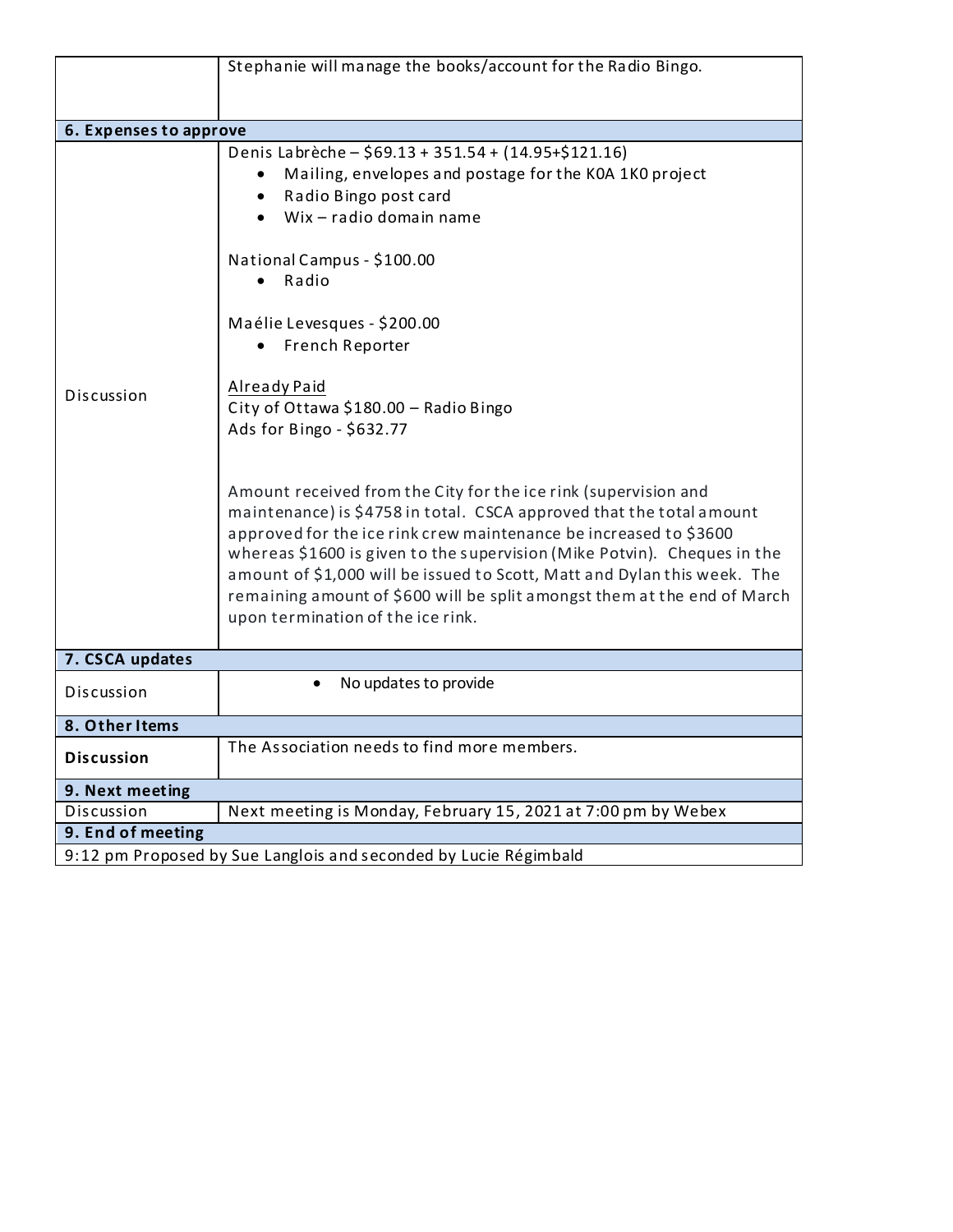| | |
|---|---|
| | Stephanie will manage the books/account for the Radio Bingo. |
| **6. Expenses to approve** | |
| Discussion | Denis Labrèche – $69.13 + 351.54 + (14.95+$121.16)<br>• Mailing, envelopes and postage for the K0A 1K0 project<br>• Radio Bingo post card<br>• Wix – radio domain name<br><br>National Campus - $100.00<br>• Radio<br><br>Maélie Levesques - $200.00<br>• French Reporter<br><br><u>Already Paid</u><br>City of Ottawa $180.00 – Radio Bingo<br>Ads for Bingo - $632.77<br><br>Amount received from the City for the ice rink (supervision and maintenance) is $4758 in total. CSCA approved that the total amount approved for the ice rink crew maintenance be increased to $3600 whereas $1600 is given to the supervision (Mike Potvin). Cheques in the amount of $1,000 will be issued to Scott, Matt and Dylan this week. The remaining amount of $600 will be split amongst them at the end of March upon termination of the ice rink. |
| **7. CSCA updates** | |
| Discussion | • No updates to provide |
| **8. Other Items** | |
| **Discussion** | The Association needs to find more members. |
| **9. Next meeting** | |
| Discussion | Next meeting is Monday, February 15, 2021 at 7:00 pm by Webex |
| **9. End of meeting** | |
| 9:12 pm Proposed by Sue Langlois and seconded by Lucie Régimbald | |